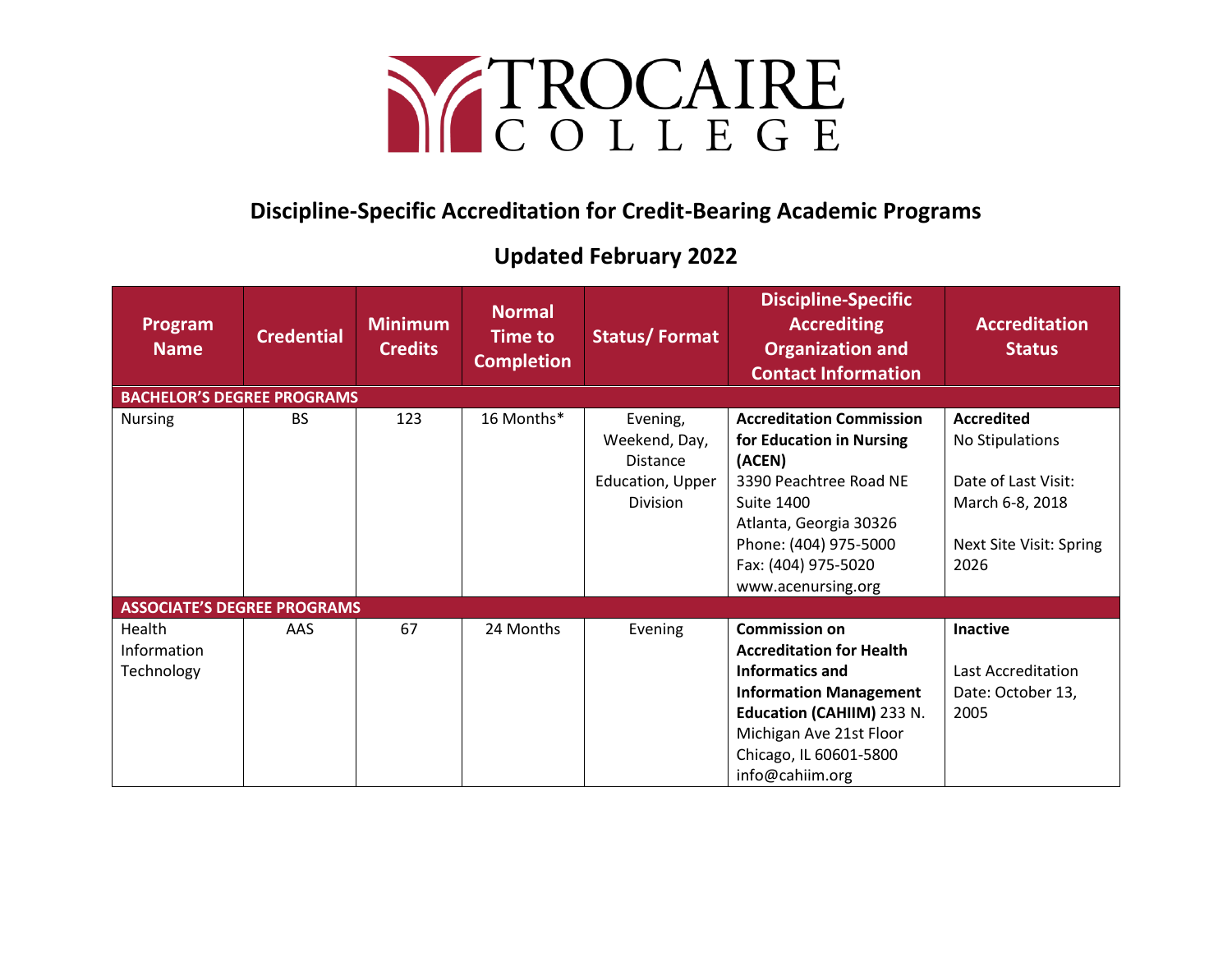# TROCAIRE COLLEGE

## Discipline-Specific Accreditation for Credit-Bearing Academic Programs

## Updated February 2022

| Program Name | Credential | Minimum Credits | Normal Time to Completion | Status/ Format | Discipline-Specific Accrediting Organization and Contact Information | Accreditation Status |
|---|---|---|---|---|---|---|
| **BACHELOR'S DEGREE PROGRAMS** | | | | | | |
| Nursing | BS | 123 | 16 Months* | Evening, Weekend, Day, Distance Education, Upper Division | **Accreditation Commission for Education in Nursing (ACEN)** 3390 Peachtree Road NE Suite 1400 Atlanta, Georgia 30326 Phone: (404) 975-5000 Fax: (404) 975-5020 www.acenursing.org | **Accredited** No Stipulations<br><br>Date of Last Visit: March 6-8, 2018<br><br>Next Site Visit: Spring 2026 |
| **ASSOCIATE'S DEGREE PROGRAMS** | | | | | | |
| Health Information Technology | AAS | 67 | 24 Months | Evening | **Commission on Accreditation for Health Informatics and Information Management Education (CAHIIM)** 233 N. Michigan Ave 21st Floor Chicago, IL 60601-5800 info@cahiim.org | **Inactive**<br><br>Last Accreditation Date: October 13, 2005 |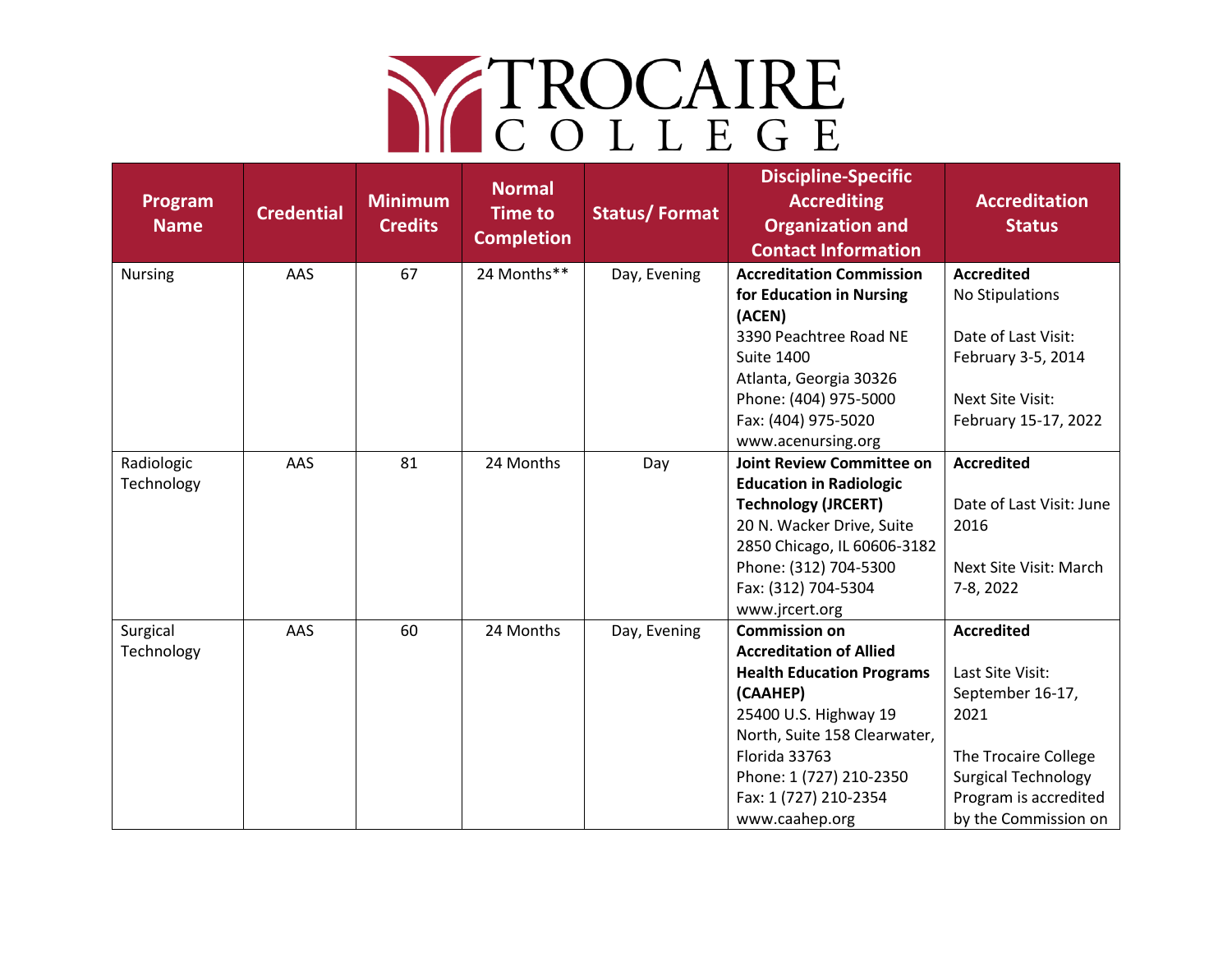# TROCAIRE COLLEGE

| Program Name | Credential | Minimum Credits | Normal Time to Completion | Status/ Format | Discipline-Specific Accrediting Organization and Contact Information | Accreditation Status |
|---|---|---|---|---|---|---|
| Nursing | AAS | 67 | 24 Months** | Day, Evening | **Accreditation Commission for Education in Nursing (ACEN)**<br>3390 Peachtree Road NE Suite 1400<br>Atlanta, Georgia 30326<br>Phone: (404) 975-5000<br>Fax: (404) 975-5020<br>www.acenursing.org | **Accredited**<br>No Stipulations<br><br>Date of Last Visit: February 3-5, 2014<br><br>Next Site Visit: February 15-17, 2022 |
| Radiologic Technology | AAS | 81 | 24 Months | Day | **Joint Review Committee on Education in Radiologic Technology (JRCERT)**<br>20 N. Wacker Drive, Suite 2850 Chicago, IL 60606-3182<br>Phone: (312) 704-5300<br>Fax: (312) 704-5304<br>www.jrcert.org | **Accredited**<br><br>Date of Last Visit: June 2016<br><br>Next Site Visit: March 7-8, 2022 |
| Surgical Technology | AAS | 60 | 24 Months | Day, Evening | **Commission on Accreditation of Allied Health Education Programs (CAAHEP)**<br>25400 U.S. Highway 19 North, Suite 158 Clearwater, Florida 33763<br>Phone: 1 (727) 210-2350<br>Fax: 1 (727) 210-2354<br>www.caahep.org | **Accredited**<br><br>Last Site Visit: September 16-17, 2021<br><br>The Trocaire College Surgical Technology Program is accredited by the Commission on |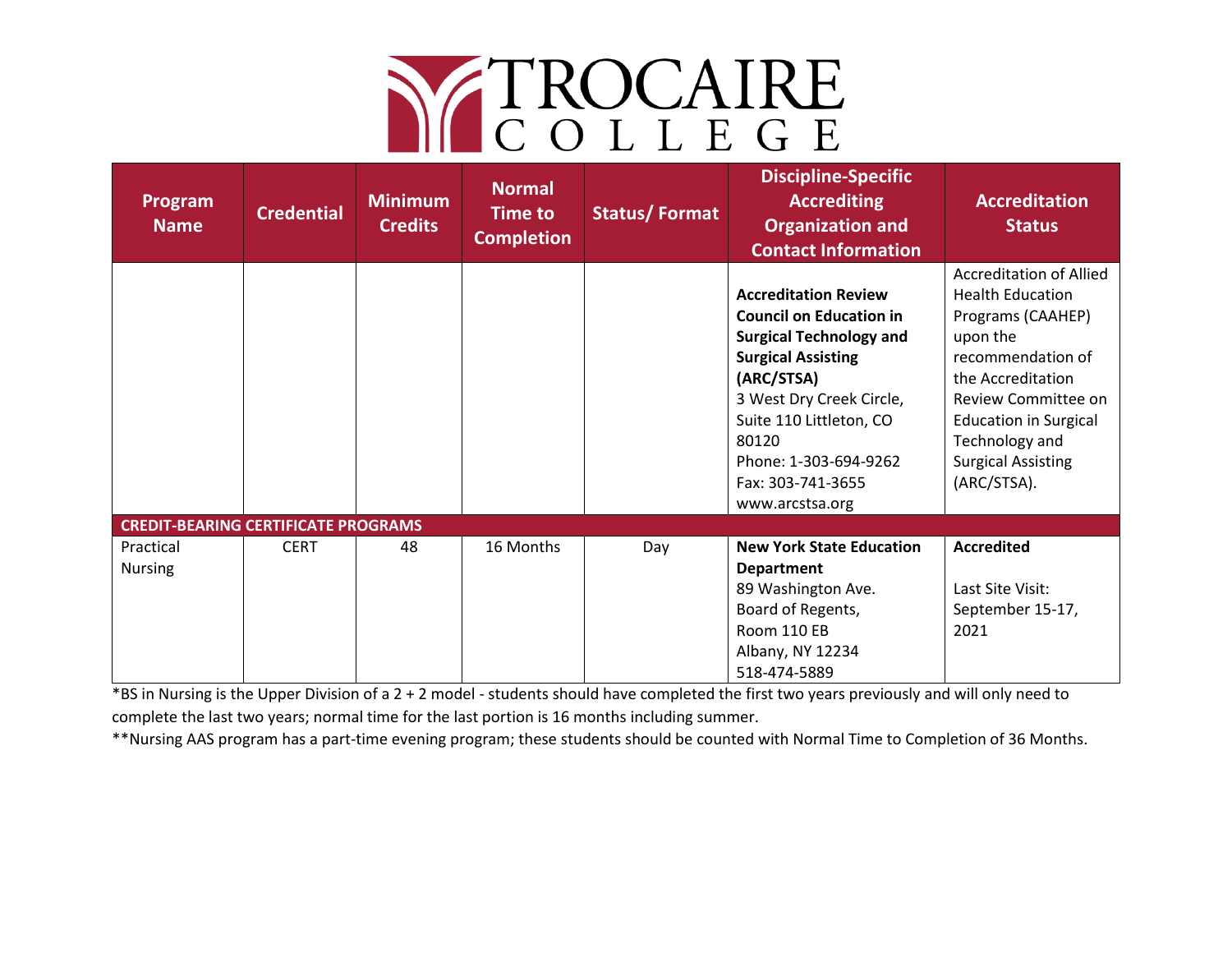# TROCAIRE COLLEGE

| Program Name | Credential | Minimum Credits | Normal Time to Completion | Status/ Format | Discipline-Specific Accrediting Organization and Contact Information | Accreditation Status |
|---|---|---|---|---|---|---|
| | | | | | **Accreditation Review Council on Education in Surgical Technology and Surgical Assisting (ARC/STSA)** 3 West Dry Creek Circle, Suite 110 Littleton, CO 80120 Phone: 1-303-694-9262 Fax: 303-741-3655 www.arcstsa.org | Accreditation of Allied Health Education Programs (CAAHEP) upon the recommendation of the Accreditation Review Committee on Education in Surgical Technology and Surgical Assisting (ARC/STSA). |
| **CREDIT-BEARING CERTIFICATE PROGRAMS** | | | | | | |
| Practical Nursing | CERT | 48 | 16 Months | Day | **New York State Education Department** 89 Washington Ave. Board of Regents, Room 110 EB Albany, NY 12234 518-474-5889 | **Accredited** Last Site Visit: September 15-17, 2021 |

*BS in Nursing is the Upper Division of a 2 + 2 model - students should have completed the first two years previously and will only need to complete the last two years; normal time for the last portion is 16 months including summer.

**Nursing AAS program has a part-time evening program; these students should be counted with Normal Time to Completion of 36 Months.